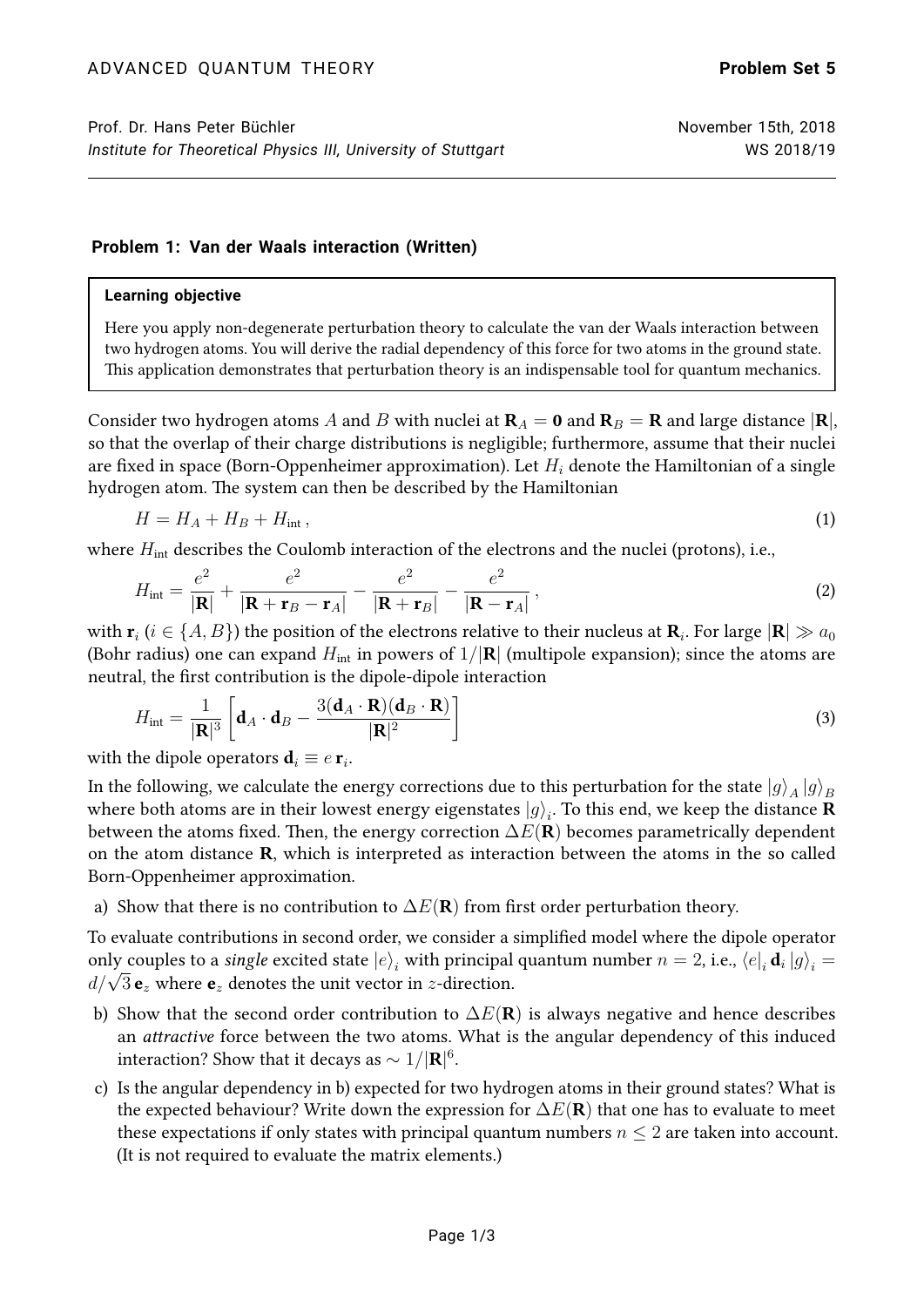ADVANCED QUANTUM THEORY **Problem Set 5**

Prof. Dr. Hans Peter Büchler — November 15th, 2018

*Institute for Theoretical Physics III, University of Stuttgart* — WS 2018/19

### Problem 1: Van der Waals interaction (Written)

> **Learning objective**
>
> Here you apply non-degenerate perturbation theory to calculate the van der Waals interaction between two hydrogen atoms. You will derive the radial dependency of this force for two atoms in the ground state. This application demonstrates that perturbation theory is an indispensable tool for quantum mechanics.

Consider two hydrogen atoms $A$ and $B$ with nuclei at $\mathbf{R}_A = \mathbf{0}$ and $\mathbf{R}_B = \mathbf{R}$ and large distance $|\mathbf{R}|$, so that the overlap of their charge distributions is negligible; furthermore, assume that their nuclei are fixed in space (Born-Oppenheimer approximation). Let $H_i$ denote the Hamiltonian of a single hydrogen atom. The system can then be described by the Hamiltonian

$$H = H_A + H_B + H_{\text{int}}\,, \tag{1}$$

where $H_{\text{int}}$ describes the Coulomb interaction of the electrons and the nuclei (protons), i.e.,

$$H_{\text{int}} = \frac{e^2}{|\mathbf{R}|} + \frac{e^2}{|\mathbf{R} + \mathbf{r}_B - \mathbf{r}_A|} - \frac{e^2}{|\mathbf{R} + \mathbf{r}_B|} - \frac{e^2}{|\mathbf{R} - \mathbf{r}_A|}\,, \tag{2}$$

with $\mathbf{r}_i$ ($i \in \{A, B\}$) the position of the electrons relative to their nucleus at $\mathbf{R}_i$. For large $|\mathbf{R}| \gg a_0$ (Bohr radius) one can expand $H_{\text{int}}$ in powers of $1/|\mathbf{R}|$ (multipole expansion); since the atoms are neutral, the first contribution is the dipole-dipole interaction

$$H_{\text{int}} = \frac{1}{|\mathbf{R}|^3}\left[\mathbf{d}_A \cdot \mathbf{d}_B - \frac{3(\mathbf{d}_A \cdot \mathbf{R})(\mathbf{d}_B \cdot \mathbf{R})}{|\mathbf{R}|^2}\right] \tag{3}$$

with the dipole operators $\mathbf{d}_i \equiv e\,\mathbf{r}_i$.

In the following, we calculate the energy corrections due to this perturbation for the state $|g\rangle_A |g\rangle_B$ where both atoms are in their lowest energy eigenstates $|g\rangle_i$. To this end, we keep the distance $\mathbf{R}$ between the atoms fixed. Then, the energy correction $\Delta E(\mathbf{R})$ becomes parametrically dependent on the atom distance $\mathbf{R}$, which is interpreted as interaction between the atoms in the so called Born-Oppenheimer approximation.

a) Show that there is no contribution to $\Delta E(\mathbf{R})$ from first order perturbation theory.

To evaluate contributions in second order, we consider a simplified model where the dipole operator only couples to a *single* excited state $|e\rangle_i$ with principal quantum number $n = 2$, i.e., $\langle e|_i\, \mathbf{d}_i\, |g\rangle_i = d/\sqrt{3}\,\mathbf{e}_z$ where $\mathbf{e}_z$ denotes the unit vector in $z$-direction.

b) Show that the second order contribution to $\Delta E(\mathbf{R})$ is always negative and hence describes an *attractive* force between the two atoms. What is the angular dependency of this induced interaction? Show that it decays as $\sim 1/|\mathbf{R}|^6$.

c) Is the angular dependency in b) expected for two hydrogen atoms in their ground states? What is the expected behaviour? Write down the expression for $\Delta E(\mathbf{R})$ that one has to evaluate to meet these expectations if only states with principal quantum numbers $n \leq 2$ are taken into account. (It is not required to evaluate the matrix elements.)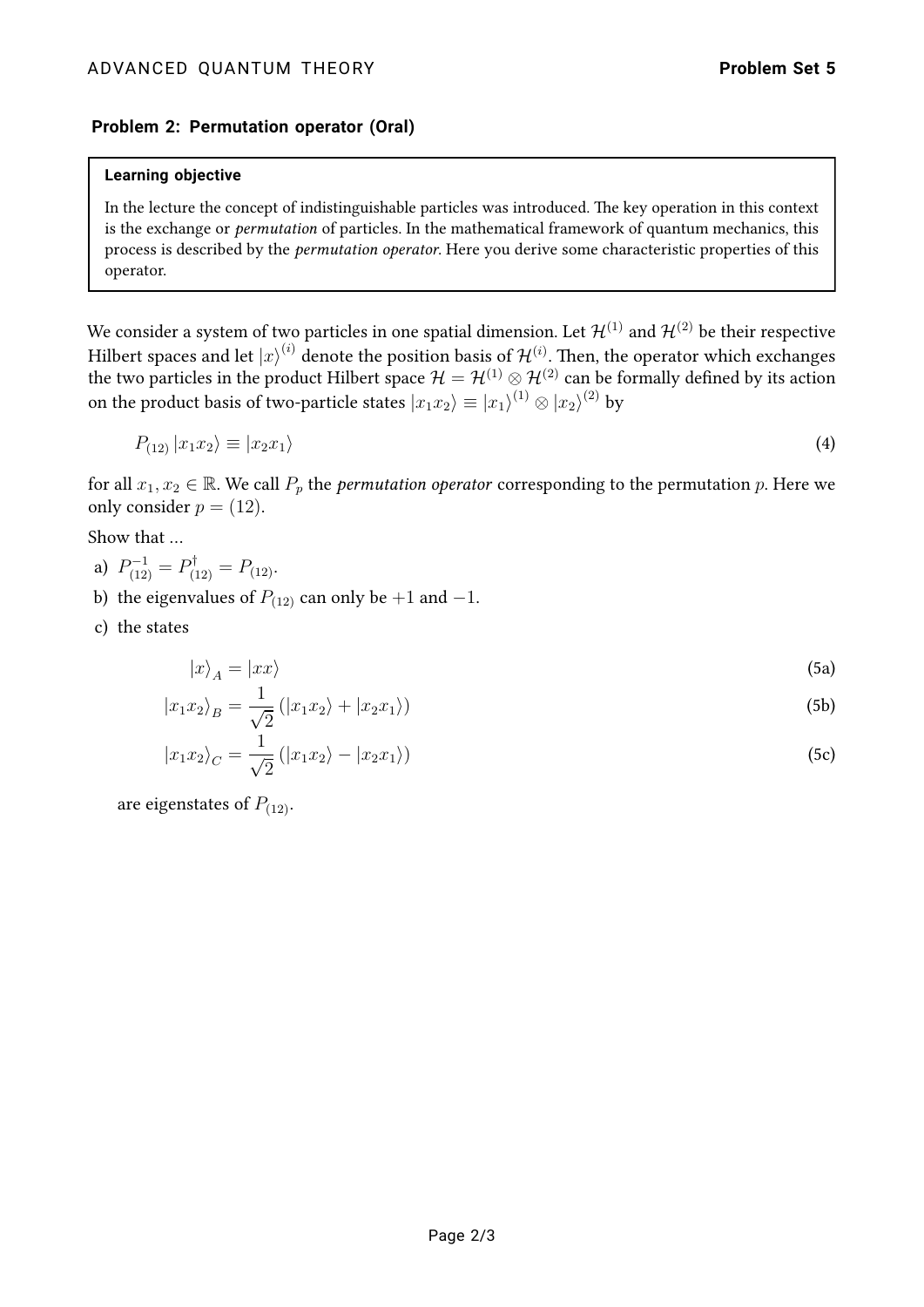## Problem 2: Permutation operator (Oral)

> **Learning objective**
>
> In the lecture the concept of indistinguishable particles was introduced. The key operation in this context is the exchange or *permutation* of particles. In the mathematical framework of quantum mechanics, this process is described by the *permutation operator*. Here you derive some characteristic properties of this operator.

We consider a system of two particles in one spatial dimension. Let $\mathcal{H}^{(1)}$ and $\mathcal{H}^{(2)}$ be their respective Hilbert spaces and let $|x\rangle^{(i)}$ denote the position basis of $\mathcal{H}^{(i)}$. Then, the operator which exchanges the two particles in the product Hilbert space $\mathcal{H} = \mathcal{H}^{(1)} \otimes \mathcal{H}^{(2)}$ can be formally defined by its action on the product basis of two-particle states $|x_1 x_2\rangle \equiv |x_1\rangle^{(1)} \otimes |x_2\rangle^{(2)}$ by

$$P_{(12)} |x_1 x_2\rangle \equiv |x_2 x_1\rangle \tag{4}$$

for all $x_1, x_2 \in \mathbb{R}$. We call $P_p$ the *permutation operator* corresponding to the permutation $p$. Here we only consider $p = (12)$.

Show that ...

a) $P_{(12)}^{-1} = P_{(12)}^{\dagger} = P_{(12)}$.

b) the eigenvalues of $P_{(12)}$ can only be $+1$ and $-1$.

c) the states

$$|x\rangle_A = |xx\rangle \tag{5a}$$

$$|x_1 x_2\rangle_B = \frac{1}{\sqrt{2}} \left( |x_1 x_2\rangle + |x_2 x_1\rangle \right) \tag{5b}$$

$$|x_1 x_2\rangle_C = \frac{1}{\sqrt{2}} \left( |x_1 x_2\rangle - |x_2 x_1\rangle \right) \tag{5c}$$

are eigenstates of $P_{(12)}$.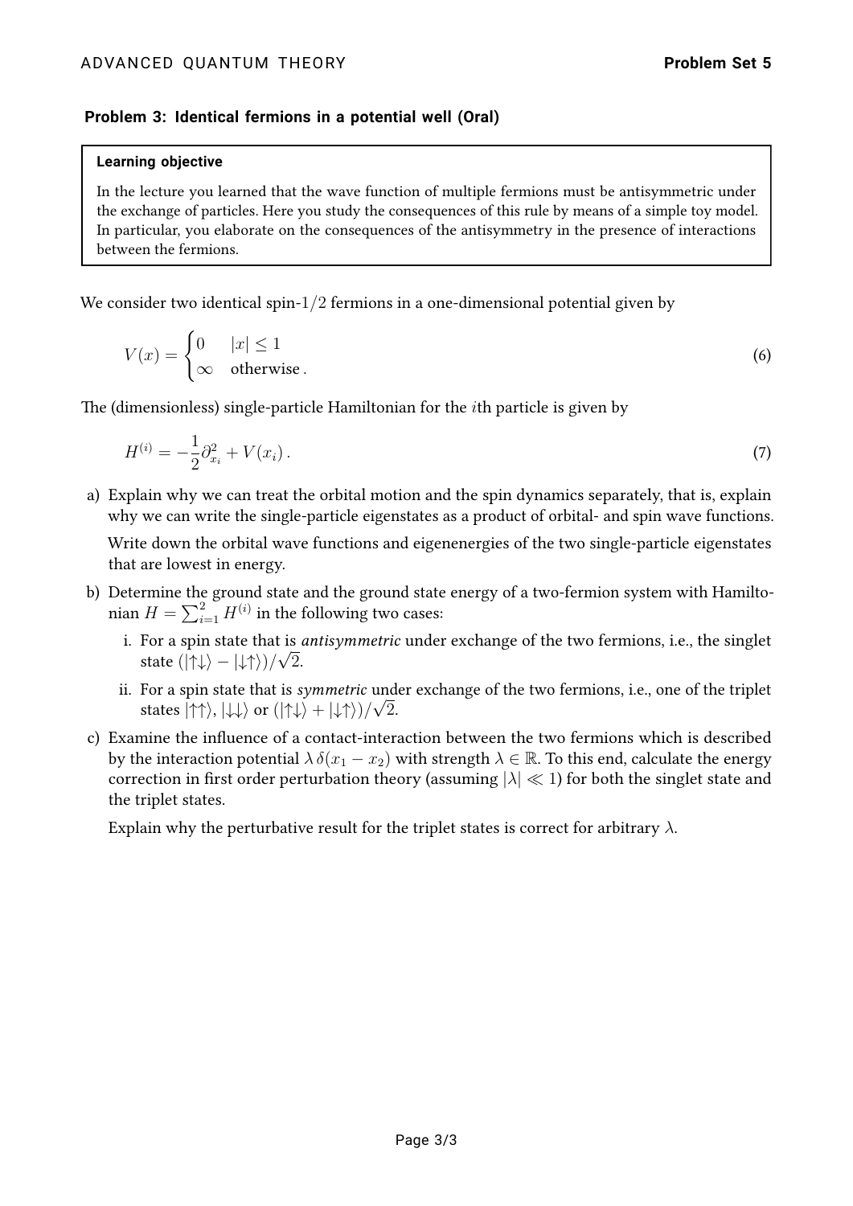### Problem 3: Identical fermions in a potential well (Oral)

> **Learning objective**
>
> In the lecture you learned that the wave function of multiple fermions must be antisymmetric under the exchange of particles. Here you study the consequences of this rule by means of a simple toy model. In particular, you elaborate on the consequences of the antisymmetry in the presence of interactions between the fermions.

We consider two identical spin-$1/2$ fermions in a one-dimensional potential given by

$$
V(x) = \begin{cases} 0 & |x| \leq 1 \\ \infty & \text{otherwise} . \end{cases} \tag{6}
$$

The (dimensionless) single-particle Hamiltonian for the $i$th particle is given by

$$
H^{(i)} = -\frac{1}{2}\partial_{x_i}^2 + V(x_i) . \tag{7}
$$

a) Explain why we can treat the orbital motion and the spin dynamics separately, that is, explain why we can write the single-particle eigenstates as a product of orbital- and spin wave functions.

   Write down the orbital wave functions and eigenenergies of the two single-particle eigenstates that are lowest in energy.

b) Determine the ground state and the ground state energy of a two-fermion system with Hamiltonian $H = \sum_{i=1}^{2} H^{(i)}$ in the following two cases:

   i. For a spin state that is *antisymmetric* under exchange of the two fermions, i.e., the singlet state $(|\uparrow\downarrow\rangle - |\downarrow\uparrow\rangle)/\sqrt{2}$.

   ii. For a spin state that is *symmetric* under exchange of the two fermions, i.e., one of the triplet states $|\uparrow\uparrow\rangle$, $|\downarrow\downarrow\rangle$ or $(|\uparrow\downarrow\rangle + |\downarrow\uparrow\rangle)/\sqrt{2}$.

c) Examine the influence of a contact-interaction between the two fermions which is described by the interaction potential $\lambda\,\delta(x_1 - x_2)$ with strength $\lambda \in \mathbb{R}$. To this end, calculate the energy correction in first order perturbation theory (assuming $|\lambda| \ll 1$) for both the singlet state and the triplet states.

   Explain why the perturbative result for the triplet states is correct for arbitrary $\lambda$.